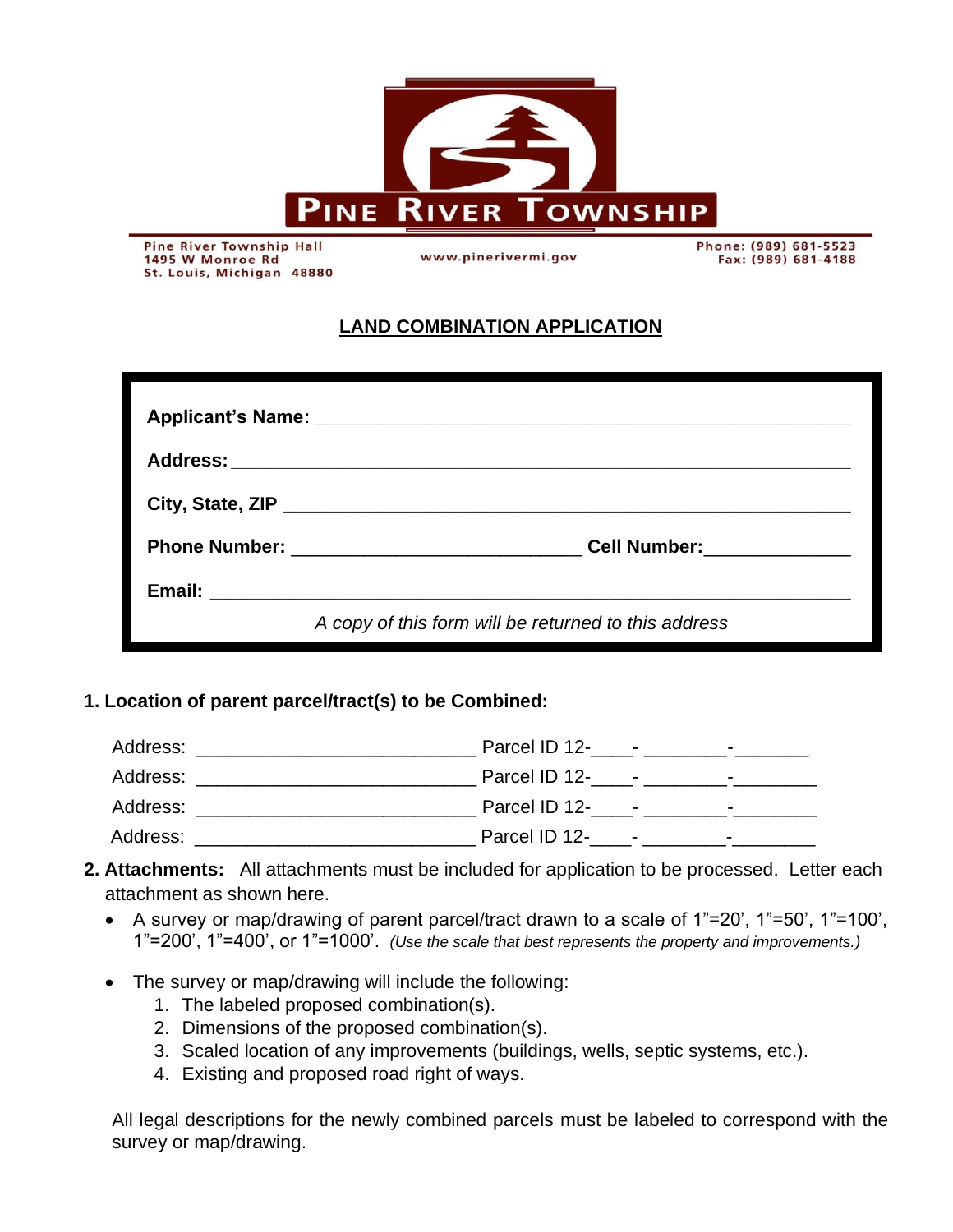# PINE RIVER TOWNSHIP

Pine River Township Hall
1495 W Monroe Rd
St. Louis, Michigan 48880

www.pinerivermi.gov

Phone: (989) 681-5523
Fax: (989) 681-4188

## LAND COMBINATION APPLICATION

**Applicant's Name:** ______________________________________________

**Address:** ______________________________________________

**City, State, ZIP** ______________________________________________

**Phone Number:** ____________________________ **Cell Number:** ______________

**Email:** ______________________________________________

*A copy of this form will be returned to this address*

**1. Location of parent parcel/tract(s) to be Combined:**

Address: ___________________________ Parcel ID 12-____- ________-_______

Address: ___________________________ Parcel ID 12-____- ________-________

Address: ___________________________ Parcel ID 12-____- ________-________

Address: ___________________________ Parcel ID 12-____- ________-________

**2. Attachments:** All attachments must be included for application to be processed. Letter each attachment as shown here.

- A survey or map/drawing of parent parcel/tract drawn to a scale of 1"=20', 1"=50', 1"=100', 1"=200', 1"=400', or 1"=1000'. *(Use the scale that best represents the property and improvements.)*
- The survey or map/drawing will include the following:
  1. The labeled proposed combination(s).
  2. Dimensions of the proposed combination(s).
  3. Scaled location of any improvements (buildings, wells, septic systems, etc.).
  4. Existing and proposed road right of ways.

All legal descriptions for the newly combined parcels must be labeled to correspond with the survey or map/drawing.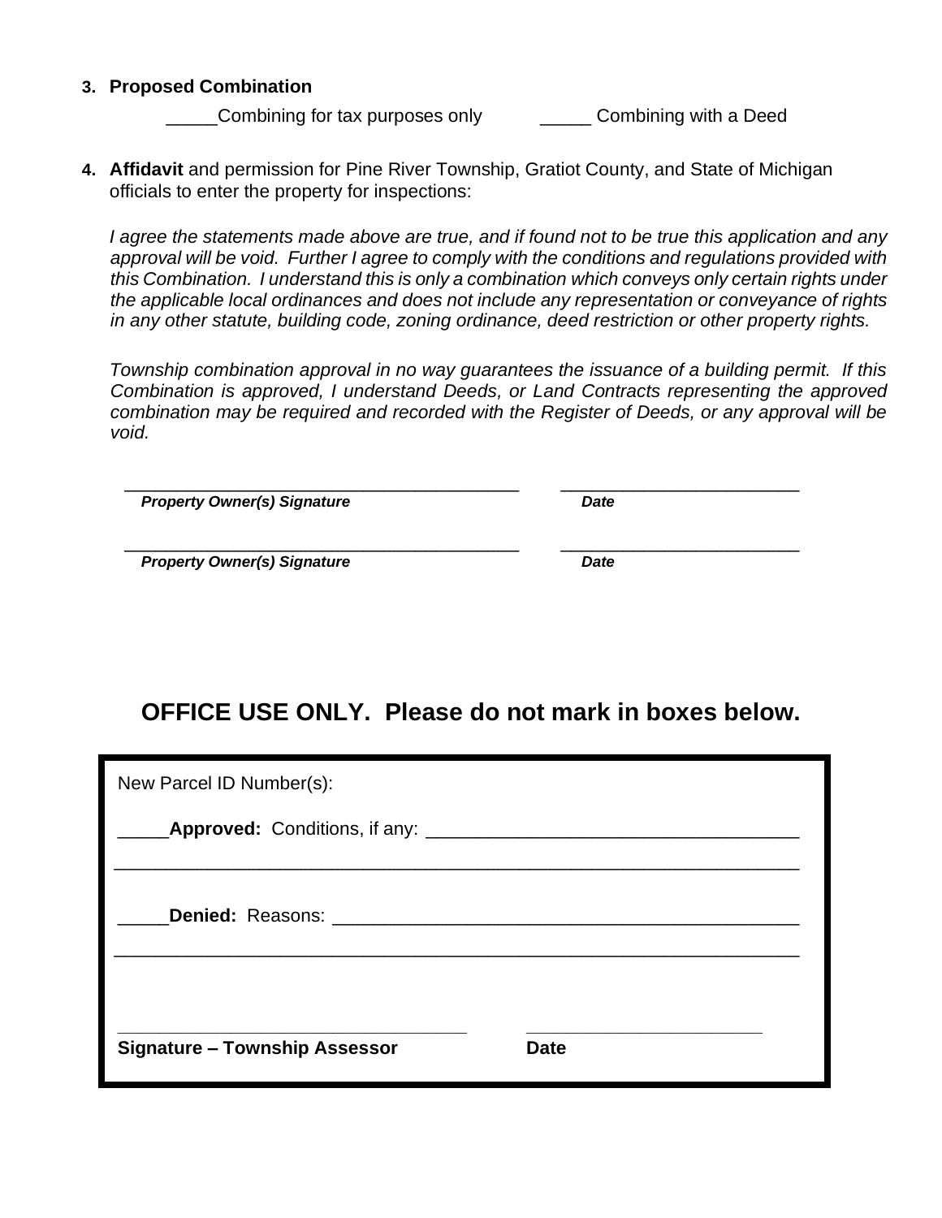**3. Proposed Combination**

_____Combining for tax purposes only _____ Combining with a Deed

**4. Affidavit** and permission for Pine River Township, Gratiot County, and State of Michigan officials to enter the property for inspections:

*I agree the statements made above are true, and if found not to be true this application and any approval will be void. Further I agree to comply with the conditions and regulations provided with this Combination. I understand this is only a combination which conveys only certain rights under the applicable local ordinances and does not include any representation or conveyance of rights in any other statute, building code, zoning ordinance, deed restriction or other property rights.*

*Township combination approval in no way guarantees the issuance of a building permit. If this Combination is approved, I understand Deeds, or Land Contracts representing the approved combination may be required and recorded with the Register of Deeds, or any approval will be void.*

_________________________________________ _________________________

***Property Owner(s) Signature*** ***Date***

_________________________________________ _________________________

***Property Owner(s) Signature*** ***Date***

## OFFICE USE ONLY. Please do not mark in boxes below.

New Parcel ID Number(s):

_____**Approved:** Conditions, if any: ____________________________________

______________________________________________________________________

_____**Denied:** Reasons: _______________________________________________

______________________________________________________________________

____________________________________ ________________________

**Signature – Township Assessor** **Date**